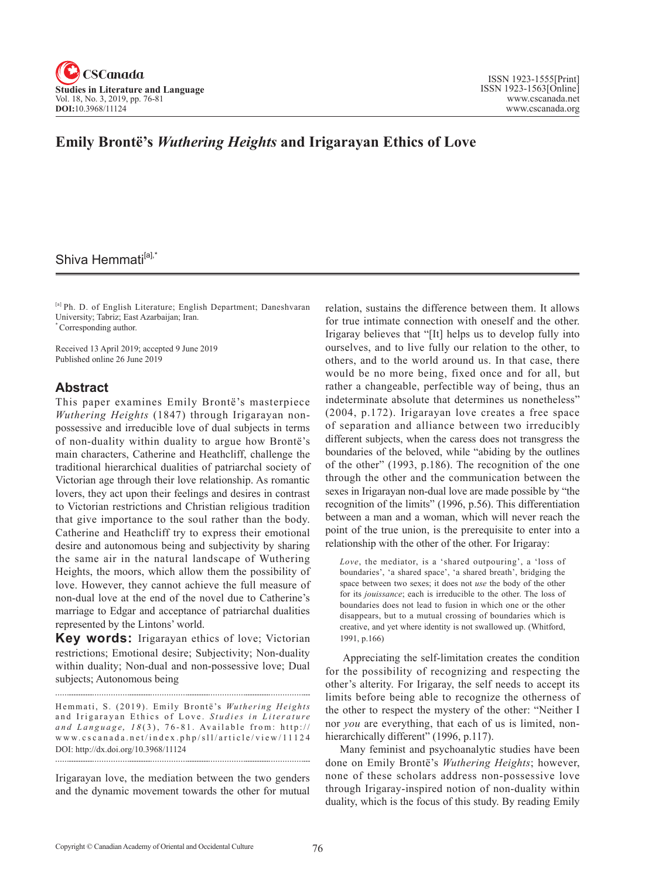# Emily Brontë's *Wuthering Heights* and Irigarayan Ethics of Love

Shiva Hemmati[a],*

[a] Ph. D. of English Literature; English Department; Daneshvaran University; Tabriz; East Azarbaijan; Iran.
* Corresponding author.

Received 13 April 2019; accepted 9 June 2019
Published online 26 June 2019

## Abstract

This paper examines Emily Brontë's masterpiece *Wuthering Heights* (1847) through Irigarayan non-possessive and irreducible love of dual subjects in terms of non-duality within duality to argue how Brontë's main characters, Catherine and Heathcliff, challenge the traditional hierarchical dualities of patriarchal society of Victorian age through their love relationship. As romantic lovers, they act upon their feelings and desires in contrast to Victorian restrictions and Christian religious tradition that give importance to the soul rather than the body. Catherine and Heathcliff try to express their emotional desire and autonomous being and subjectivity by sharing the same air in the natural landscape of Wuthering Heights, the moors, which allow them the possibility of love. However, they cannot achieve the full measure of non-dual love at the end of the novel due to Catherine's marriage to Edgar and acceptance of patriarchal dualities represented by the Lintons' world.

**Key words:** Irigarayan ethics of love; Victorian restrictions; Emotional desire; Subjectivity; Non-duality within duality; Non-dual and non-possessive love; Dual subjects; Autonomous being

Hemmati, S. (2019). Emily Brontë's *Wuthering Heights* and Irigarayan Ethics of Love. *Studies in Literature and Language*, *18*(3), 76-81. Available from: http://www.cscanada.net/index.php/sll/article/view/11124
DOI: http://dx.doi.org/10.3968/11124

Irigarayan love, the mediation between the two genders and the dynamic movement towards the other for mutual relation, sustains the difference between them. It allows for true intimate connection with oneself and the other. Irigaray believes that "[It] helps us to develop fully into ourselves, and to live fully our relation to the other, to others, and to the world around us. In that case, there would be no more being, fixed once and for all, but rather a changeable, perfectible way of being, thus an indeterminate absolute that determines us nonetheless" (2004, p.172). Irigarayan love creates a free space of separation and alliance between two irreducibly different subjects, when the caress does not transgress the boundaries of the beloved, while "abiding by the outlines of the other" (1993, p.186). The recognition of the one through the other and the communication between the sexes in Irigarayan non-dual love are made possible by "the recognition of the limits" (1996, p.56). This differentiation between a man and a woman, which will never reach the point of the true union, is the prerequisite to enter into a relationship with the other of the other. For Irigaray:

> *Love*, the mediator, is a 'shared outpouring', a 'loss of boundaries', 'a shared space', 'a shared breath', bridging the space between two sexes; it does not *use* the body of the other for its *jouissance*; each is irreducible to the other. The loss of boundaries does not lead to fusion in which one or the other disappears, but to a mutual crossing of boundaries which is creative, and yet where identity is not swallowed up. (Whitford, 1991, p.166)

Appreciating the self-limitation creates the condition for the possibility of recognizing and respecting the other's alterity. For Irigaray, the self needs to accept its limits before being able to recognize the otherness of the other to respect the mystery of the other: "Neither I nor *you* are everything, that each of us is limited, non-hierarchically different" (1996, p.117).

Many feminist and psychoanalytic studies have been done on Emily Brontë's *Wuthering Heights*; however, none of these scholars address non-possessive love through Irigaray-inspired notion of non-duality within duality, which is the focus of this study. By reading Emily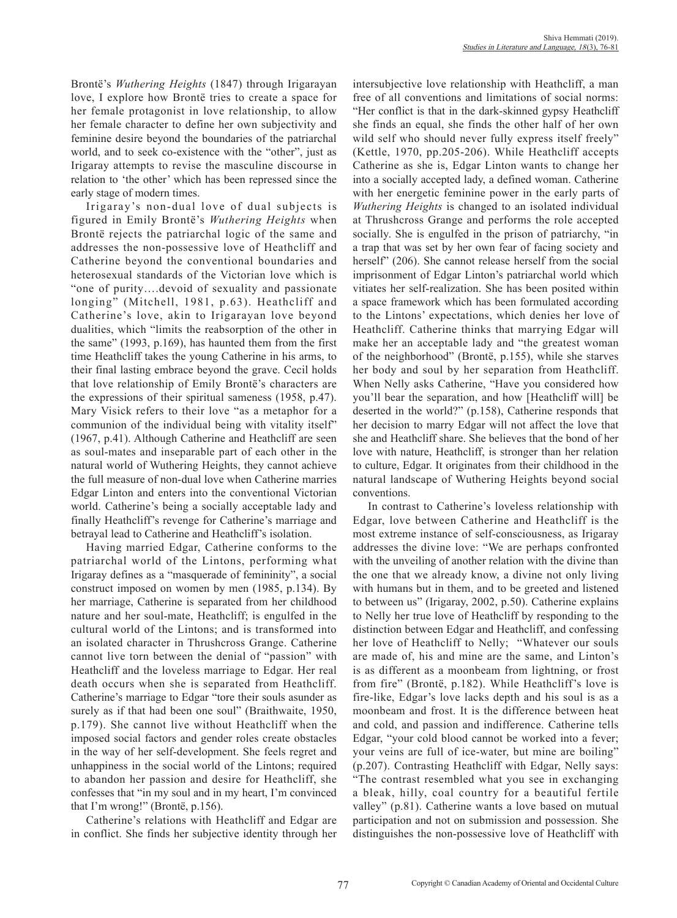Brontë's *Wuthering Heights* (1847) through Irigarayan love, I explore how Brontë tries to create a space for her female protagonist in love relationship, to allow her female character to define her own subjectivity and feminine desire beyond the boundaries of the patriarchal world, and to seek co-existence with the "other", just as Irigaray attempts to revise the masculine discourse in relation to 'the other' which has been repressed since the early stage of modern times.

Irigaray's non-dual love of dual subjects is figured in Emily Brontë's *Wuthering Heights* when Brontë rejects the patriarchal logic of the same and addresses the non-possessive love of Heathcliff and Catherine beyond the conventional boundaries and heterosexual standards of the Victorian love which is "one of purity….devoid of sexuality and passionate longing" (Mitchell, 1981, p.63). Heathcliff and Catherine's love, akin to Irigarayan love beyond dualities, which "limits the reabsorption of the other in the same" (1993, p.169), has haunted them from the first time Heathcliff takes the young Catherine in his arms, to their final lasting embrace beyond the grave. Cecil holds that love relationship of Emily Brontë's characters are the expressions of their spiritual sameness (1958, p.47). Mary Visick refers to their love "as a metaphor for a communion of the individual being with vitality itself" (1967, p.41). Although Catherine and Heathcliff are seen as soul-mates and inseparable part of each other in the natural world of Wuthering Heights, they cannot achieve the full measure of non-dual love when Catherine marries Edgar Linton and enters into the conventional Victorian world. Catherine's being a socially acceptable lady and finally Heathcliff's revenge for Catherine's marriage and betrayal lead to Catherine and Heathcliff's isolation.

Having married Edgar, Catherine conforms to the patriarchal world of the Lintons, performing what Irigaray defines as a "masquerade of femininity", a social construct imposed on women by men (1985, p.134). By her marriage, Catherine is separated from her childhood nature and her soul-mate, Heathcliff; is engulfed in the cultural world of the Lintons; and is transformed into an isolated character in Thrushcross Grange. Catherine cannot live torn between the denial of "passion" with Heathcliff and the loveless marriage to Edgar. Her real death occurs when she is separated from Heathcliff. Catherine's marriage to Edgar "tore their souls asunder as surely as if that had been one soul" (Braithwaite, 1950, p.179). She cannot live without Heathcliff when the imposed social factors and gender roles create obstacles in the way of her self-development. She feels regret and unhappiness in the social world of the Lintons; required to abandon her passion and desire for Heathcliff, she confesses that "in my soul and in my heart, I'm convinced that I'm wrong!" (Brontë, p.156).

Catherine's relations with Heathcliff and Edgar are in conflict. She finds her subjective identity through her intersubjective love relationship with Heathcliff, a man free of all conventions and limitations of social norms: "Her conflict is that in the dark-skinned gypsy Heathcliff she finds an equal, she finds the other half of her own wild self who should never fully express itself freely" (Kettle, 1970, pp.205-206). While Heathcliff accepts Catherine as she is, Edgar Linton wants to change her into a socially accepted lady, a defined woman. Catherine with her energetic feminine power in the early parts of *Wuthering Heights* is changed to an isolated individual at Thrushcross Grange and performs the role accepted socially. She is engulfed in the prison of patriarchy, "in a trap that was set by her own fear of facing society and herself" (206). She cannot release herself from the social imprisonment of Edgar Linton's patriarchal world which vitiates her self-realization. She has been posited within a space framework which has been formulated according to the Lintons' expectations, which denies her love of Heathcliff. Catherine thinks that marrying Edgar will make her an acceptable lady and "the greatest woman of the neighborhood" (Brontë, p.155), while she starves her body and soul by her separation from Heathcliff. When Nelly asks Catherine, "Have you considered how you'll bear the separation, and how [Heathcliff will] be deserted in the world?" (p.158), Catherine responds that her decision to marry Edgar will not affect the love that she and Heathcliff share. She believes that the bond of her love with nature, Heathcliff, is stronger than her relation to culture, Edgar. It originates from their childhood in the natural landscape of Wuthering Heights beyond social conventions.

In contrast to Catherine's loveless relationship with Edgar, love between Catherine and Heathcliff is the most extreme instance of self-consciousness, as Irigaray addresses the divine love: "We are perhaps confronted with the unveiling of another relation with the divine than the one that we already know, a divine not only living with humans but in them, and to be greeted and listened to between us" (Irigaray, 2002, p.50). Catherine explains to Nelly her true love of Heathcliff by responding to the distinction between Edgar and Heathcliff, and confessing her love of Heathcliff to Nelly; "Whatever our souls are made of, his and mine are the same, and Linton's is as different as a moonbeam from lightning, or frost from fire" (Brontë, p.182). While Heathcliff's love is fire-like, Edgar's love lacks depth and his soul is as a moonbeam and frost. It is the difference between heat and cold, and passion and indifference. Catherine tells Edgar, "your cold blood cannot be worked into a fever; your veins are full of ice-water, but mine are boiling" (p.207). Contrasting Heathcliff with Edgar, Nelly says: "The contrast resembled what you see in exchanging a bleak, hilly, coal country for a beautiful fertile valley" (p.81). Catherine wants a love based on mutual participation and not on submission and possession. She distinguishes the non-possessive love of Heathcliff with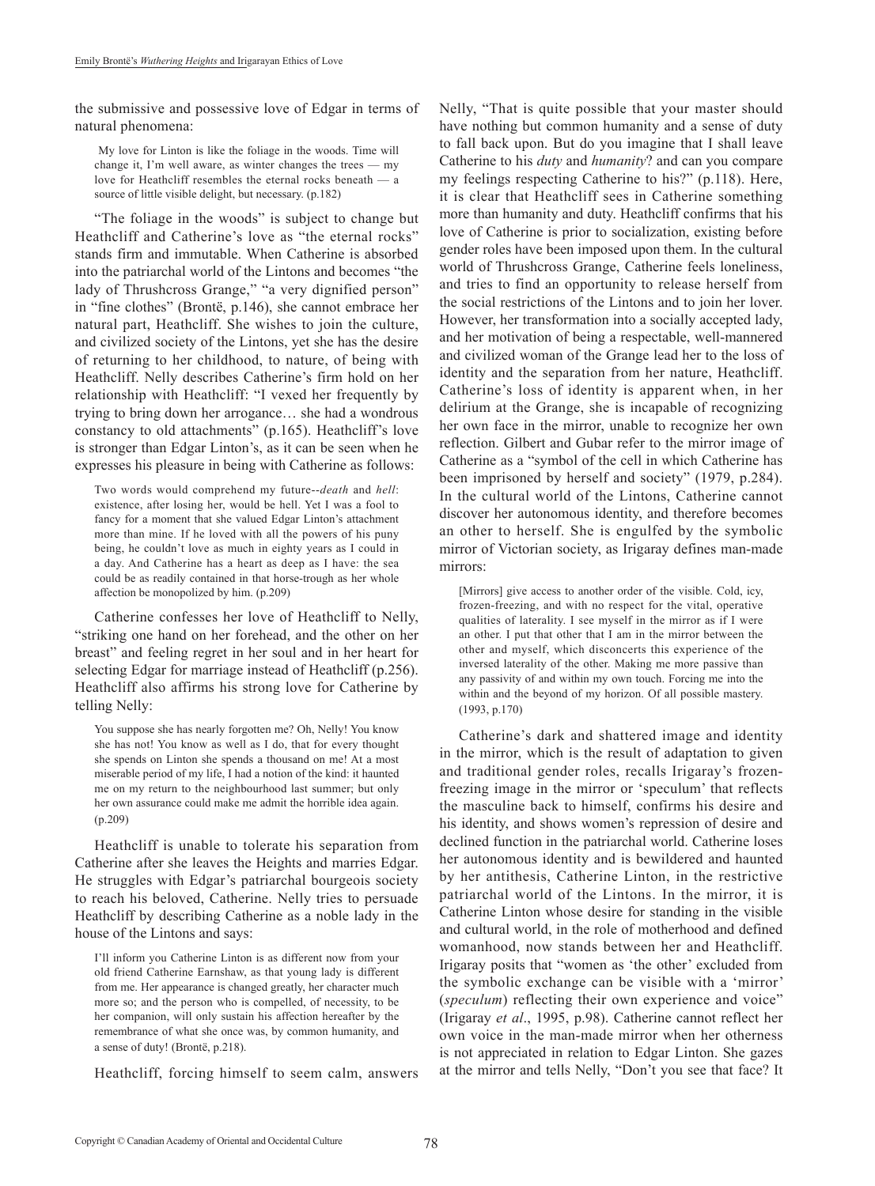the submissive and possessive love of Edgar in terms of natural phenomena:

> My love for Linton is like the foliage in the woods. Time will change it, I'm well aware, as winter changes the trees — my love for Heathcliff resembles the eternal rocks beneath — a source of little visible delight, but necessary. (p.182)

"The foliage in the woods" is subject to change but Heathcliff and Catherine's love as "the eternal rocks" stands firm and immutable. When Catherine is absorbed into the patriarchal world of the Lintons and becomes "the lady of Thrushcross Grange," "a very dignified person" in "fine clothes" (Brontë, p.146), she cannot embrace her natural part, Heathcliff. She wishes to join the culture, and civilized society of the Lintons, yet she has the desire of returning to her childhood, to nature, of being with Heathcliff. Nelly describes Catherine's firm hold on her relationship with Heathcliff: "I vexed her frequently by trying to bring down her arrogance… she had a wondrous constancy to old attachments" (p.165). Heathcliff's love is stronger than Edgar Linton's, as it can be seen when he expresses his pleasure in being with Catherine as follows:

> Two words would comprehend my future--*death* and *hell*: existence, after losing her, would be hell. Yet I was a fool to fancy for a moment that she valued Edgar Linton's attachment more than mine. If he loved with all the powers of his puny being, he couldn't love as much in eighty years as I could in a day. And Catherine has a heart as deep as I have: the sea could be as readily contained in that horse-trough as her whole affection be monopolized by him. (p.209)

Catherine confesses her love of Heathcliff to Nelly, "striking one hand on her forehead, and the other on her breast" and feeling regret in her soul and in her heart for selecting Edgar for marriage instead of Heathcliff (p.256). Heathcliff also affirms his strong love for Catherine by telling Nelly:

> You suppose she has nearly forgotten me? Oh, Nelly! You know she has not! You know as well as I do, that for every thought she spends on Linton she spends a thousand on me! At a most miserable period of my life, I had a notion of the kind: it haunted me on my return to the neighbourhood last summer; but only her own assurance could make me admit the horrible idea again. (p.209)

Heathcliff is unable to tolerate his separation from Catherine after she leaves the Heights and marries Edgar. He struggles with Edgar's patriarchal bourgeois society to reach his beloved, Catherine. Nelly tries to persuade Heathcliff by describing Catherine as a noble lady in the house of the Lintons and says:

> I'll inform you Catherine Linton is as different now from your old friend Catherine Earnshaw, as that young lady is different from me. Her appearance is changed greatly, her character much more so; and the person who is compelled, of necessity, to be her companion, will only sustain his affection hereafter by the remembrance of what she once was, by common humanity, and a sense of duty! (Brontë, p.218).

Heathcliff, forcing himself to seem calm, answers Nelly, "That is quite possible that your master should have nothing but common humanity and a sense of duty to fall back upon. But do you imagine that I shall leave Catherine to his *duty* and *humanity*? and can you compare my feelings respecting Catherine to his?" (p.118). Here, it is clear that Heathcliff sees in Catherine something more than humanity and duty. Heathcliff confirms that his love of Catherine is prior to socialization, existing before gender roles have been imposed upon them. In the cultural world of Thrushcross Grange, Catherine feels loneliness, and tries to find an opportunity to release herself from the social restrictions of the Lintons and to join her lover. However, her transformation into a socially accepted lady, and her motivation of being a respectable, well-mannered and civilized woman of the Grange lead her to the loss of identity and the separation from her nature, Heathcliff. Catherine's loss of identity is apparent when, in her delirium at the Grange, she is incapable of recognizing her own face in the mirror, unable to recognize her own reflection. Gilbert and Gubar refer to the mirror image of Catherine as a "symbol of the cell in which Catherine has been imprisoned by herself and society" (1979, p.284). In the cultural world of the Lintons, Catherine cannot discover her autonomous identity, and therefore becomes an other to herself. She is engulfed by the symbolic mirror of Victorian society, as Irigaray defines man-made mirrors:

> [Mirrors] give access to another order of the visible. Cold, icy, frozen-freezing, and with no respect for the vital, operative qualities of laterality. I see myself in the mirror as if I were an other. I put that other that I am in the mirror between the other and myself, which disconcerts this experience of the inversed laterality of the other. Making me more passive than any passivity of and within my own touch. Forcing me into the within and the beyond of my horizon. Of all possible mastery. (1993, p.170)

Catherine's dark and shattered image and identity in the mirror, which is the result of adaptation to given and traditional gender roles, recalls Irigaray's frozen-freezing image in the mirror or 'speculum' that reflects the masculine back to himself, confirms his desire and his identity, and shows women's repression of desire and declined function in the patriarchal world. Catherine loses her autonomous identity and is bewildered and haunted by her antithesis, Catherine Linton, in the restrictive patriarchal world of the Lintons. In the mirror, it is Catherine Linton whose desire for standing in the visible and cultural world, in the role of motherhood and defined womanhood, now stands between her and Heathcliff. Irigaray posits that "women as 'the other' excluded from the symbolic exchange can be visible with a 'mirror' (*speculum*) reflecting their own experience and voice" (Irigaray *et al*., 1995, p.98). Catherine cannot reflect her own voice in the man-made mirror when her otherness is not appreciated in relation to Edgar Linton. She gazes at the mirror and tells Nelly, "Don't you see that face? It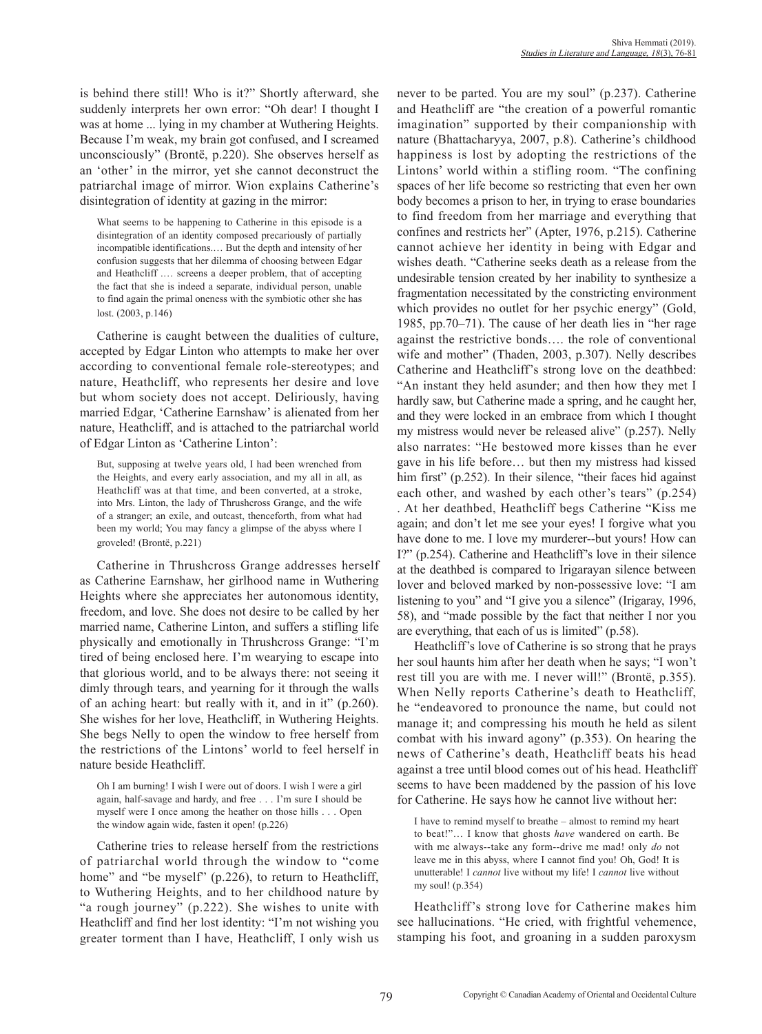is behind there still! Who is it?" Shortly afterward, she suddenly interprets her own error: "Oh dear! I thought I was at home ... lying in my chamber at Wuthering Heights. Because I'm weak, my brain got confused, and I screamed unconsciously" (Brontë, p.220). She observes herself as an 'other' in the mirror, yet she cannot deconstruct the patriarchal image of mirror. Wion explains Catherine's disintegration of identity at gazing in the mirror:

> What seems to be happening to Catherine in this episode is a disintegration of an identity composed precariously of partially incompatible identifications.… But the depth and intensity of her confusion suggests that her dilemma of choosing between Edgar and Heathcliff .… screens a deeper problem, that of accepting the fact that she is indeed a separate, individual person, unable to find again the primal oneness with the symbiotic other she has lost. (2003, p.146)

Catherine is caught between the dualities of culture, accepted by Edgar Linton who attempts to make her over according to conventional female role-stereotypes; and nature, Heathcliff, who represents her desire and love but whom society does not accept. Deliriously, having married Edgar, 'Catherine Earnshaw' is alienated from her nature, Heathcliff, and is attached to the patriarchal world of Edgar Linton as 'Catherine Linton':

> But, supposing at twelve years old, I had been wrenched from the Heights, and every early association, and my all in all, as Heathcliff was at that time, and been converted, at a stroke, into Mrs. Linton, the lady of Thrushcross Grange, and the wife of a stranger; an exile, and outcast, thenceforth, from what had been my world; You may fancy a glimpse of the abyss where I groveled! (Brontë, p.221)

Catherine in Thrushcross Grange addresses herself as Catherine Earnshaw, her girlhood name in Wuthering Heights where she appreciates her autonomous identity, freedom, and love. She does not desire to be called by her married name, Catherine Linton, and suffers a stifling life physically and emotionally in Thrushcross Grange: "I'm tired of being enclosed here. I'm wearying to escape into that glorious world, and to be always there: not seeing it dimly through tears, and yearning for it through the walls of an aching heart: but really with it, and in it" (p.260). She wishes for her love, Heathcliff, in Wuthering Heights. She begs Nelly to open the window to free herself from the restrictions of the Lintons' world to feel herself in nature beside Heathcliff.

> Oh I am burning! I wish I were out of doors. I wish I were a girl again, half-savage and hardy, and free . . . I'm sure I should be myself were I once among the heather on those hills . . . Open the window again wide, fasten it open! (p.226)

Catherine tries to release herself from the restrictions of patriarchal world through the window to "come home" and "be myself" (p.226), to return to Heathcliff, to Wuthering Heights, and to her childhood nature by "a rough journey" (p.222). She wishes to unite with Heathcliff and find her lost identity: "I'm not wishing you greater torment than I have, Heathcliff, I only wish us never to be parted. You are my soul" (p.237). Catherine and Heathcliff are "the creation of a powerful romantic imagination" supported by their companionship with nature (Bhattacharyya, 2007, p.8). Catherine's childhood happiness is lost by adopting the restrictions of the Lintons' world within a stifling room. "The confining spaces of her life become so restricting that even her own body becomes a prison to her, in trying to erase boundaries to find freedom from her marriage and everything that confines and restricts her" (Apter, 1976, p.215). Catherine cannot achieve her identity in being with Edgar and wishes death. "Catherine seeks death as a release from the undesirable tension created by her inability to synthesize a fragmentation necessitated by the constricting environment which provides no outlet for her psychic energy" (Gold, 1985, pp.70–71). The cause of her death lies in "her rage against the restrictive bonds…. the role of conventional wife and mother" (Thaden, 2003, p.307). Nelly describes Catherine and Heathcliff's strong love on the deathbed: "An instant they held asunder; and then how they met I hardly saw, but Catherine made a spring, and he caught her, and they were locked in an embrace from which I thought my mistress would never be released alive" (p.257). Nelly also narrates: "He bestowed more kisses than he ever gave in his life before… but then my mistress had kissed him first" (p.252). In their silence, "their faces hid against each other, and washed by each other's tears" (p.254) . At her deathbed, Heathcliff begs Catherine "Kiss me again; and don't let me see your eyes! I forgive what you have done to me. I love my murderer--but yours! How can I?" (p.254). Catherine and Heathcliff's love in their silence at the deathbed is compared to Irigarayan silence between lover and beloved marked by non-possessive love: "I am listening to you" and "I give you a silence" (Irigaray, 1996, 58), and "made possible by the fact that neither I nor you are everything, that each of us is limited" (p.58).

Heathcliff's love of Catherine is so strong that he prays her soul haunts him after her death when he says; "I won't rest till you are with me. I never will!" (Brontë, p.355). When Nelly reports Catherine's death to Heathcliff, he "endeavored to pronounce the name, but could not manage it; and compressing his mouth he held as silent combat with his inward agony" (p.353). On hearing the news of Catherine's death, Heathcliff beats his head against a tree until blood comes out of his head. Heathcliff seems to have been maddened by the passion of his love for Catherine. He says how he cannot live without her:

> I have to remind myself to breathe – almost to remind my heart to beat!"… I know that ghosts *have* wandered on earth. Be with me always--take any form--drive me mad! only *do* not leave me in this abyss, where I cannot find you! Oh, God! It is unutterable! I *cannot* live without my life! I *cannot* live without my soul! (p.354)

Heathcliff's strong love for Catherine makes him see hallucinations. "He cried, with frightful vehemence, stamping his foot, and groaning in a sudden paroxysm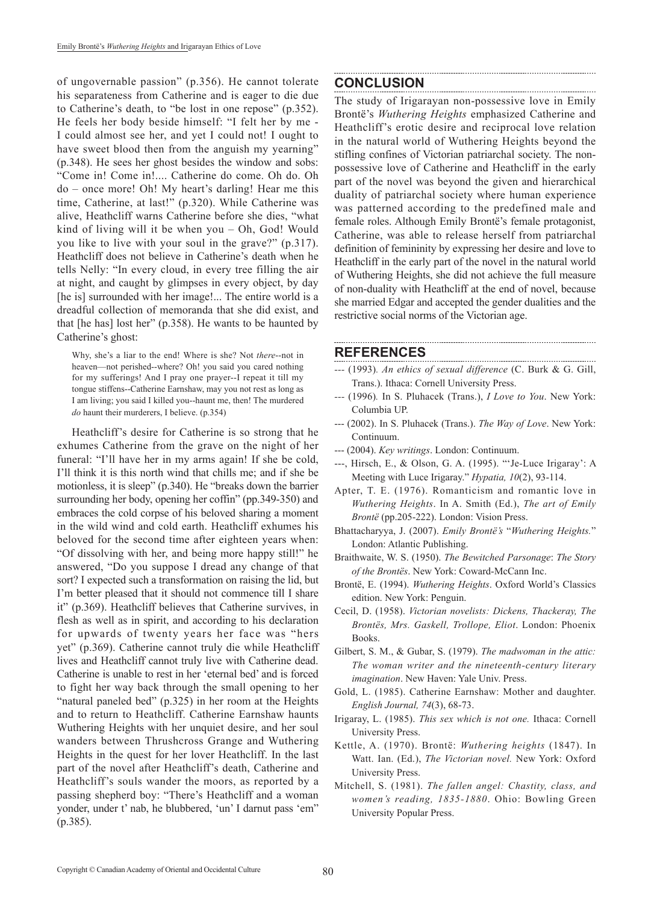of ungovernable passion" (p.356). He cannot tolerate his separateness from Catherine and is eager to die due to Catherine's death, to "be lost in one repose" (p.352). He feels her body beside himself: "I felt her by me - I could almost see her, and yet I could not! I ought to have sweet blood then from the anguish my yearning" (p.348). He sees her ghost besides the window and sobs: "Come in! Come in!.... Catherine do come. Oh do. Oh do – once more! Oh! My heart's darling! Hear me this time, Catherine, at last!" (p.320). While Catherine was alive, Heathcliff warns Catherine before she dies, "what kind of living will it be when you – Oh, God! Would you like to live with your soul in the grave?" (p.317). Heathcliff does not believe in Catherine's death when he tells Nelly: "In every cloud, in every tree filling the air at night, and caught by glimpses in every object, by day [he is] surrounded with her image!... The entire world is a dreadful collection of memoranda that she did exist, and that [he has] lost her" (p.358). He wants to be haunted by Catherine's ghost:

> Why, she's a liar to the end! Where is she? Not *there*--not in heaven—not perished--where? Oh! you said you cared nothing for my sufferings! And I pray one prayer--I repeat it till my tongue stiffens--Catherine Earnshaw, may you not rest as long as I am living; you said I killed you--haunt me, then! The murdered *do* haunt their murderers, I believe. (p.354)

Heathcliff's desire for Catherine is so strong that he exhumes Catherine from the grave on the night of her funeral: "I'll have her in my arms again! If she be cold, I'll think it is this north wind that chills me; and if she be motionless, it is sleep" (p.340). He "breaks down the barrier surrounding her body, opening her coffin" (pp.349-350) and embraces the cold corpse of his beloved sharing a moment in the wild wind and cold earth. Heathcliff exhumes his beloved for the second time after eighteen years when: "Of dissolving with her, and being more happy still!" he answered, "Do you suppose I dread any change of that sort? I expected such a transformation on raising the lid, but I'm better pleased that it should not commence till I share it" (p.369). Heathcliff believes that Catherine survives, in flesh as well as in spirit, and according to his declaration for upwards of twenty years her face was "hers yet" (p.369). Catherine cannot truly die while Heathcliff lives and Heathcliff cannot truly live with Catherine dead. Catherine is unable to rest in her 'eternal bed' and is forced to fight her way back through the small opening to her "natural paneled bed" (p.325) in her room at the Heights and to return to Heathcliff. Catherine Earnshaw haunts Wuthering Heights with her unquiet desire, and her soul wanders between Thrushcross Grange and Wuthering Heights in the quest for her lover Heathcliff. In the last part of the novel after Heathcliff's death, Catherine and Heathcliff's souls wander the moors, as reported by a passing shepherd boy: "There's Heathcliff and a woman yonder, under t' nab, he blubbered, 'un' I darnut pass 'em" (p.385).

## CONCLUSION

The study of Irigarayan non-possessive love in Emily Brontë's *Wuthering Heights* emphasized Catherine and Heathcliff's erotic desire and reciprocal love relation in the natural world of Wuthering Heights beyond the stifling confines of Victorian patriarchal society. The non-possessive love of Catherine and Heathcliff in the early part of the novel was beyond the given and hierarchical duality of patriarchal society where human experience was patterned according to the predefined male and female roles. Although Emily Brontë's female protagonist, Catherine, was able to release herself from patriarchal definition of femininity by expressing her desire and love to Heathcliff in the early part of the novel in the natural world of Wuthering Heights, she did not achieve the full measure of non-duality with Heathcliff at the end of novel, because she married Edgar and accepted the gender dualities and the restrictive social norms of the Victorian age.

## REFERENCES

--- (1993). *An ethics of sexual difference* (C. Burk & G. Gill, Trans.). Ithaca: Cornell University Press.

--- (1996). In S. Pluhacek (Trans.), *I Love to You*. New York: Columbia UP.

--- (2002). In S. Pluhacek (Trans.). *The Way of Love*. New York: Continuum.

--- (2004). *Key writings*. London: Continuum.

---, Hirsch, E., & Olson, G. A. (1995). "'Je-Luce Irigaray': A Meeting with Luce Irigaray." *Hypatia, 10*(2), 93-114.

Apter, T. E. (1976). Romanticism and romantic love in *Wuthering Heights*. In A. Smith (Ed.), *The art of Emily Brontë* (pp.205-222). London: Vision Press.

Bhattacharyya, J. (2007). *Emily Brontë's "Wuthering Heights."* London: Atlantic Publishing.

Braithwaite, W. S. (1950). *The Bewitched Parsonage*: *The Story of the Brontës*. New York: Coward-McCann Inc.

Brontë, E. (1994). *Wuthering Heights*. Oxford World's Classics edition. New York: Penguin.

Cecil, D. (1958). *Victorian novelists: Dickens, Thackeray, The Brontës, Mrs. Gaskell, Trollope, Eliot*. London: Phoenix Books.

Gilbert, S. M., & Gubar, S. (1979). *The madwoman in the attic: The woman writer and the nineteenth-century literary imagination*. New Haven: Yale Univ. Press.

Gold, L. (1985). Catherine Earnshaw: Mother and daughter. *English Journal, 74*(3), 68-73.

Irigaray, L. (1985). *This sex which is not one.* Ithaca: Cornell University Press.

Kettle, A. (1970). Brontë: *Wuthering heights* (1847). In Watt. Ian. (Ed.), *The Victorian novel.* New York: Oxford University Press.

Mitchell, S. (1981). *The fallen angel: Chastity, class, and women's reading, 1835-1880*. Ohio: Bowling Green University Popular Press.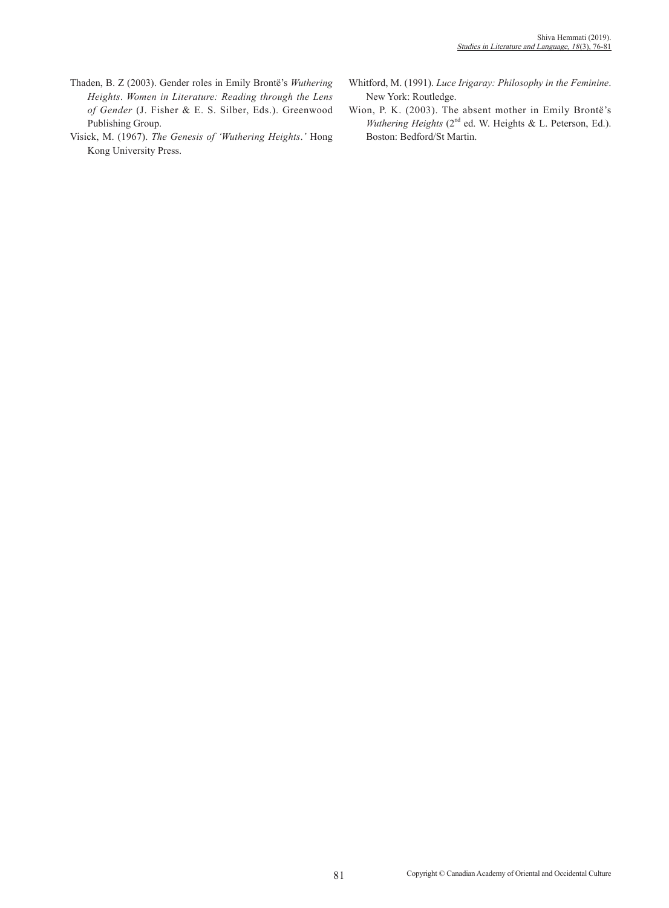Thaden, B. Z (2003). Gender roles in Emily Brontë's *Wuthering Heights*. *Women in Literature: Reading through the Lens of Gender* (J. Fisher & E. S. Silber, Eds.). Greenwood Publishing Group.

Visick, M. (1967). *The Genesis of 'Wuthering Heights*.*'* Hong Kong University Press.

Whitford, M. (1991). *Luce Irigaray: Philosophy in the Feminine*. New York: Routledge.

Wion, P. K. (2003). The absent mother in Emily Brontë's *Wuthering Heights* (2nd ed. W. Heights & L. Peterson, Ed.). Boston: Bedford/St Martin.